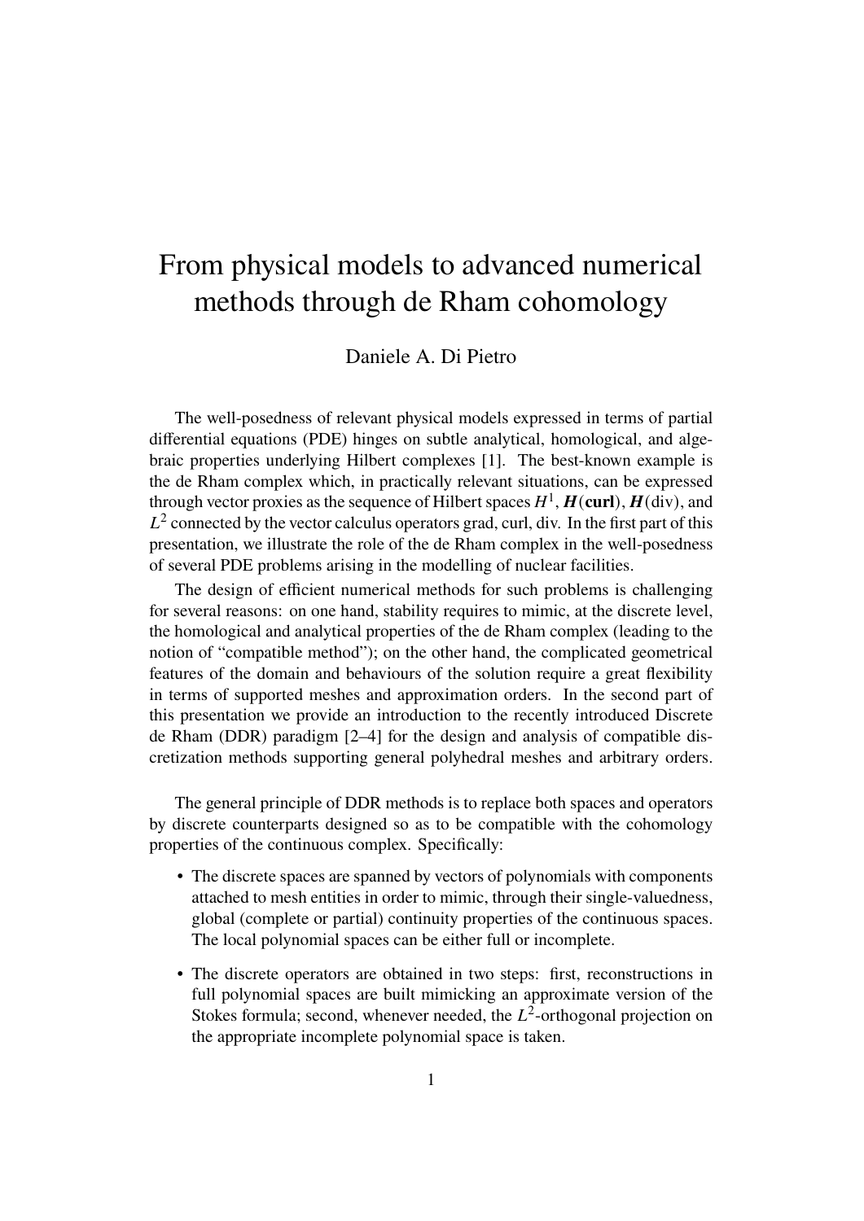# From physical models to advanced numerical methods through de Rham cohomology

Daniele A. Di Pietro

The well-posedness of relevant physical models expressed in terms of partial differential equations (PDE) hinges on subtle analytical, homological, and algebraic properties underlying Hilbert complexes [1]. The best-known example is the de Rham complex which, in practically relevant situations, can be expressed through vector proxies as the sequence of Hilbert spaces $H^1$, $\boldsymbol{H}(\mathbf{curl})$, $\boldsymbol{H}(\mathrm{div})$, and $L^2$ connected by the vector calculus operators grad, curl, div. In the first part of this presentation, we illustrate the role of the de Rham complex in the well-posedness of several PDE problems arising in the modelling of nuclear facilities.

The design of efficient numerical methods for such problems is challenging for several reasons: on one hand, stability requires to mimic, at the discrete level, the homological and analytical properties of the de Rham complex (leading to the notion of "compatible method"); on the other hand, the complicated geometrical features of the domain and behaviours of the solution require a great flexibility in terms of supported meshes and approximation orders. In the second part of this presentation we provide an introduction to the recently introduced Discrete de Rham (DDR) paradigm [2–4] for the design and analysis of compatible discretization methods supporting general polyhedral meshes and arbitrary orders.

The general principle of DDR methods is to replace both spaces and operators by discrete counterparts designed so as to be compatible with the cohomology properties of the continuous complex. Specifically:

- The discrete spaces are spanned by vectors of polynomials with components attached to mesh entities in order to mimic, through their single-valuedness, global (complete or partial) continuity properties of the continuous spaces. The local polynomial spaces can be either full or incomplete.
- The discrete operators are obtained in two steps: first, reconstructions in full polynomial spaces are built mimicking an approximate version of the Stokes formula; second, whenever needed, the $L^2$-orthogonal projection on the appropriate incomplete polynomial space is taken.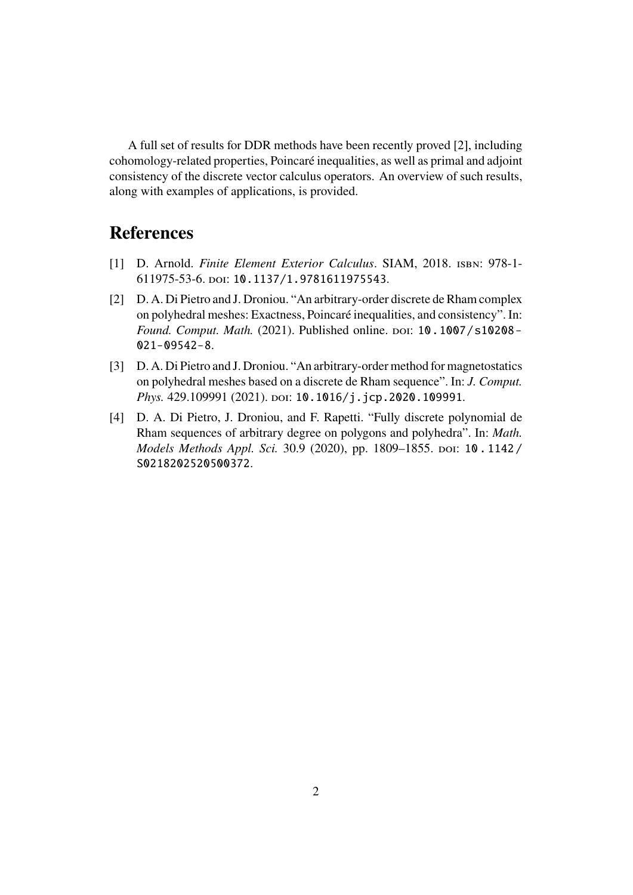A full set of results for DDR methods have been recently proved [2], including cohomology-related properties, Poincaré inequalities, as well as primal and adjoint consistency of the discrete vector calculus operators. An overview of such results, along with examples of applications, is provided.

# References

[1] D. Arnold. *Finite Element Exterior Calculus*. SIAM, 2018. ISBN: 978-1-611975-53-6. DOI: 10.1137/1.9781611975543.

[2] D. A. Di Pietro and J. Droniou. "An arbitrary-order discrete de Rham complex on polyhedral meshes: Exactness, Poincaré inequalities, and consistency". In: *Found. Comput. Math.* (2021). Published online. DOI: 10.1007/s10208-021-09542-8.

[3] D. A. Di Pietro and J. Droniou. "An arbitrary-order method for magnetostatics on polyhedral meshes based on a discrete de Rham sequence". In: *J. Comput. Phys.* 429.109991 (2021). DOI: 10.1016/j.jcp.2020.109991.

[4] D. A. Di Pietro, J. Droniou, and F. Rapetti. "Fully discrete polynomial de Rham sequences of arbitrary degree on polygons and polyhedra". In: *Math. Models Methods Appl. Sci.* 30.9 (2020), pp. 1809–1855. DOI: 10.1142/S0218202520500372.